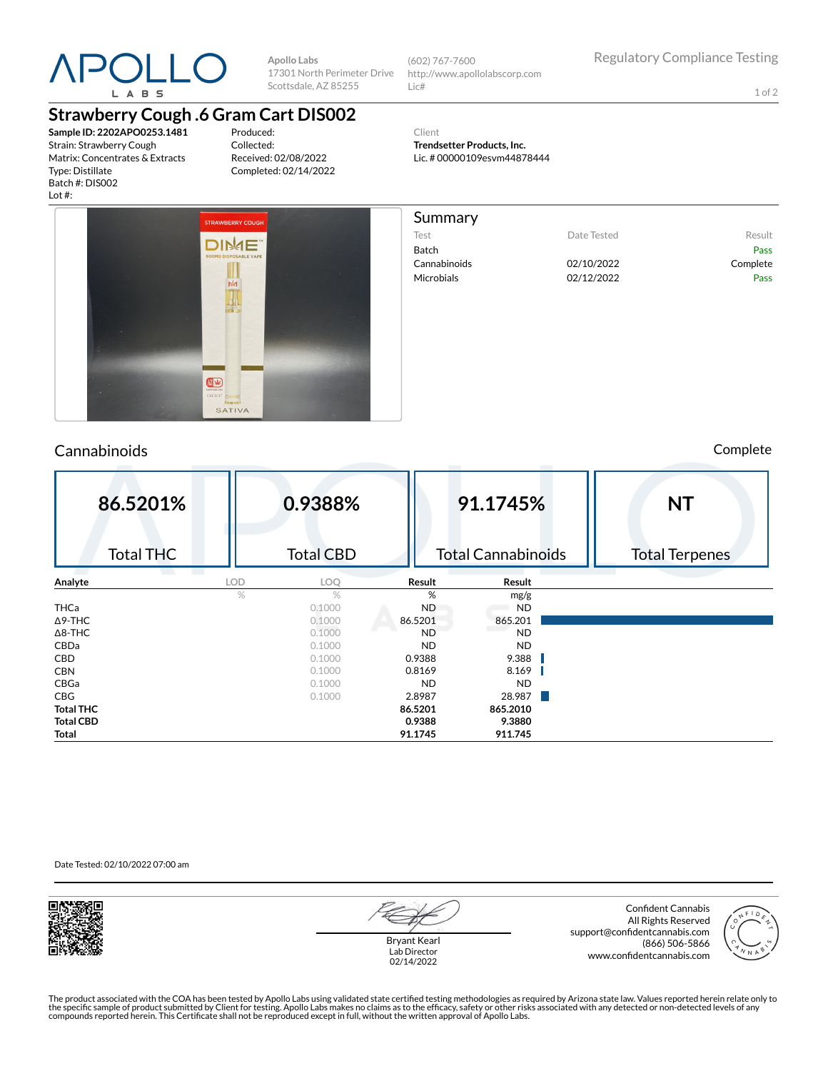APOLLO LABS

Apollo Labs
17301 North Perimeter Drive
Scottsdale, AZ 85255

(602) 767-7600
http://www.apollolabscorp.com
Lic#

Regulatory Compliance Testing

# Strawberry Cough .6 Gram Cart DIS002

**Sample ID: 2202APO0253.1481**
Strain: Strawberry Cough
Matrix: Concentrates & Extracts
Type: Distillate
Batch #: DIS002
Lot #:

Produced:
Collected:
Received: 02/08/2022
Completed: 02/14/2022

Client
**Trendsetter Products, Inc.**
Lic. # 00000109esvm44878444

## Summary

| Test | Date Tested | Result |
|---|---|---|
| Batch | | Pass |
| Cannabinoids | 02/10/2022 | Complete |
| Microbials | 02/12/2022 | Pass |

## Cannabinoids

Complete

| 86.5201% | 0.9388% | 91.1745% | NT |
|---|---|---|---|
| Total THC | Total CBD | Total Cannabinoids | Total Terpenes |

| Analyte | LOD | LOQ | Result | Result |
|---|---|---|---|---|
| | % | % | % | mg/g |
| THCa | | 0.1000 | ND | ND |
| Δ9-THC | | 0.1000 | 86.5201 | 865.201 |
| Δ8-THC | | 0.1000 | ND | ND |
| CBDa | | 0.1000 | ND | ND |
| CBD | | 0.1000 | 0.9388 | 9.388 |
| CBN | | 0.1000 | 0.8169 | 8.169 |
| CBGa | | 0.1000 | ND | ND |
| CBG | | 0.1000 | 2.8987 | 28.987 |
| **Total THC** | | | **86.5201** | **865.2010** |
| **Total CBD** | | | **0.9388** | **9.3880** |
| **Total** | | | **91.1745** | **911.745** |

Date Tested: 02/10/2022 07:00 am

Bryant Kearl
Lab Director
02/14/2022

Confident Cannabis
All Rights Reserved
support@confidentcannabis.com
(866) 506-5866
www.confidentcannabis.com

The product associated with the COA has been tested by Apollo Labs using validated state certified testing methodologies as required by Arizona state law. Values reported herein relate only to the specific sample of product submitted by Client for testing. Apollo Labs makes no claims as to the efficacy, safety or other risks associated with any detected or non-detected levels of any compounds reported herein. This Certificate shall not be reproduced except in full, without the written approval of Apollo Labs.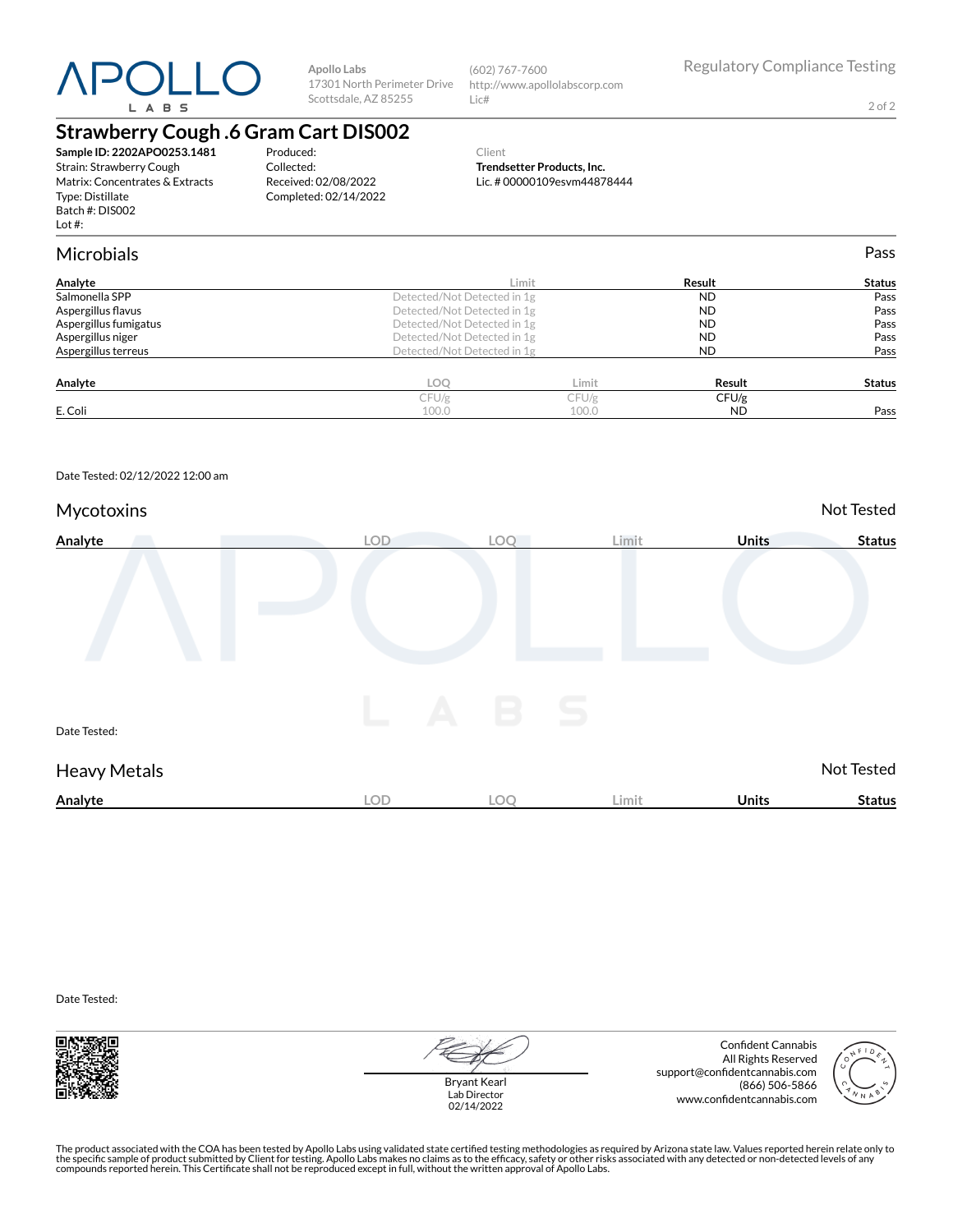Apollo Labs
17301 North Perimeter Drive
Scottsdale, AZ 85255

(602) 767-7600
http://www.apollolabscorp.com
Lic#

Regulatory Compliance Testing

# Strawberry Cough .6 Gram Cart DIS002

**Sample ID: 2202APO0253.1481**
Strain: Strawberry Cough
Matrix: Concentrates & Extracts
Type: Distillate
Batch #: DIS002
Lot #:

Produced:
Collected:
Received: 02/08/2022
Completed: 02/14/2022

Client
**Trendsetter Products, Inc.**
Lic. # 00000109esvm44878444

## Microbials

Pass

| Analyte | Limit | Result | Status |
|---|---|---|---|
| Salmonella SPP | Detected/Not Detected in 1g | ND | Pass |
| Aspergillus flavus | Detected/Not Detected in 1g | ND | Pass |
| Aspergillus fumigatus | Detected/Not Detected in 1g | ND | Pass |
| Aspergillus niger | Detected/Not Detected in 1g | ND | Pass |
| Aspergillus terreus | Detected/Not Detected in 1g | ND | Pass |

| Analyte | LOQ | Limit | Result | Status |
|---|---|---|---|---|
| | CFU/g | CFU/g | CFU/g | |
| E. Coli | 100.0 | 100.0 | ND | Pass |

Date Tested: 02/12/2022 12:00 am

## Mycotoxins

Not Tested

| Analyte | LOD | LOQ | Limit | Units | Status |
|---|---|---|---|---|---|

Date Tested:

## Heavy Metals

Not Tested

| Analyte | LOD | LOQ | Limit | Units | Status |
|---|---|---|---|---|---|

Date Tested:

Bryant Kearl
Lab Director
02/14/2022

Confident Cannabis
All Rights Reserved
support@confidentcannabis.com
(866) 506-5866
www.confidentcannabis.com

The product associated with the COA has been tested by Apollo Labs using validated state certified testing methodologies as required by Arizona state law. Values reported herein relate only to the specific sample of product submitted by Client for testing. Apollo Labs makes no claims as to the efficacy, safety or other risks associated with any detected or non-detected levels of any compounds reported herein. This Certificate shall not be reproduced except in full, without the written approval of Apollo Labs.